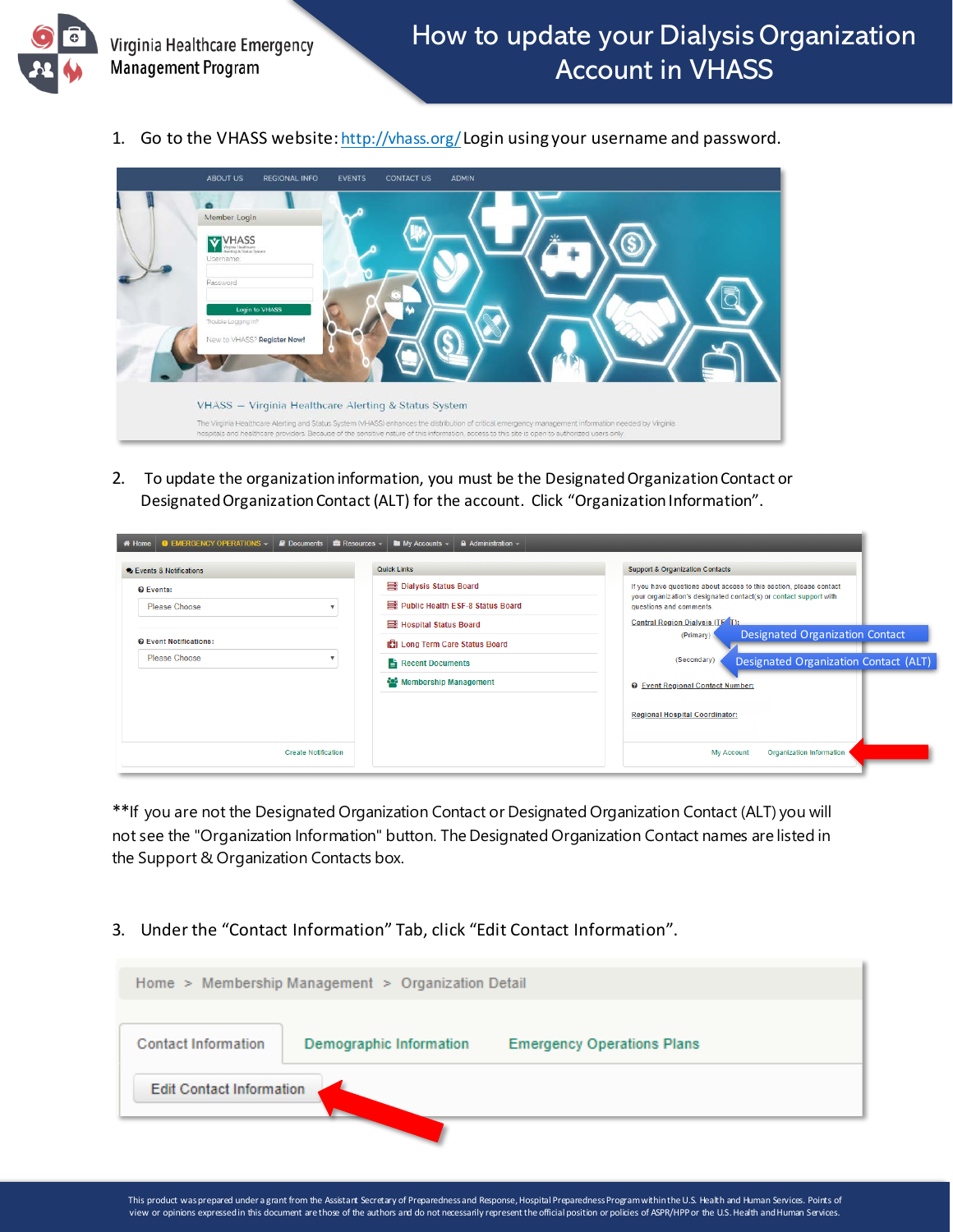Virginia Healthcare Emergency Management Program

# How to update your Dialysis Organization Account in VHASS

1. Go to the VHASS website: http://vhass.org/ Login using your username and password.

2. To update the organization information, you must be the Designated Organization Contact or Designated Organization Contact (ALT) for the account. Click "Organization Information".

**If you are not the Designated Organization Contact or Designated Organization Contact (ALT) you will not see the "Organization Information" button. The Designated Organization Contact names are listed in the Support & Organization Contacts box.

3. Under the "Contact Information" Tab, click "Edit Contact Information".

This product was prepared under a grant from the Assistant Secretary of Preparedness and Response, Hospital Preparedness Program within the U.S. Health and Human Services. Points of view or opinions expressed in this document are those of the authors and do not necessarily represent the official position or policies of ASPR/HPP or the U.S. Health and Human Services.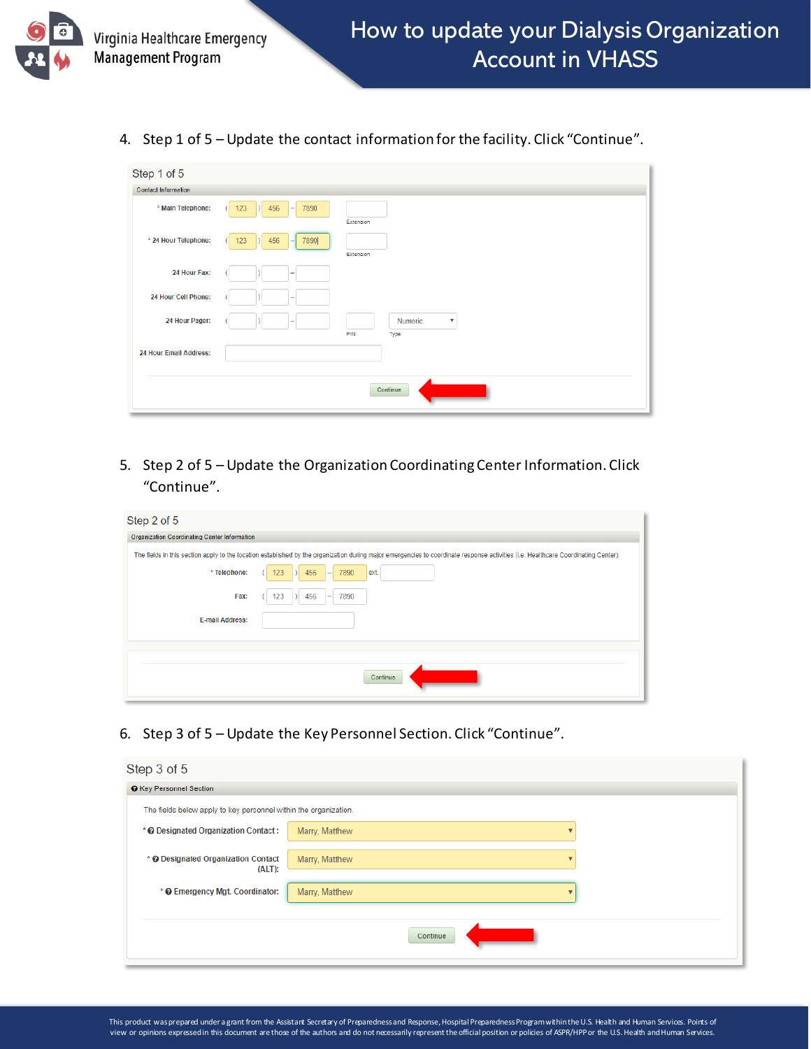4. Step 1 of 5 – Update the contact information for the facility. Click "Continue".

Step 1 of 5

Contact Information

* Main Telephone: ( 123 ) 456 – 7890 Extension

* 24 Hour Telephone: ( 123 ) 456 – 7890 Extension

24 Hour Fax: ( ) –

24 Hour Cell Phone: ( ) –

24 Hour Pager: ( ) – PIN Numeric Type

24 Hour Email Address:

Continue

5. Step 2 of 5 – Update the Organization Coordinating Center Information. Click "Continue".

Step 2 of 5

Organization Coordinating Center Information

The fields in this section apply to the location established by the organization during major emergencies to coordinate response activities (i.e. Healthcare Coordinating Center).

* Telephone: ( 123 ) 456 – 7890 ext.

Fax: ( 123 ) 456 – 7890

E-mail Address:

Continue

6. Step 3 of 5 – Update the Key Personnel Section. Click "Continue".

Step 3 of 5

Key Personnel Section

The fields below apply to key personnel within the organization.

* Designated Organization Contact: Marry, Matthew

* Designated Organization Contact (ALT): Marry, Matthew

* Emergency Mgt. Coordinator: Marry, Matthew

Continue

This product was prepared under a grant from the Assistant Secretary of Preparedness and Response, Hospital Preparedness Program within the U.S. Health and Human Services. Points of view or opinions expressed in this document are those of the authors and do not necessarily represent the official position or policies of ASPR/HPP or the U.S. Health and Human Services.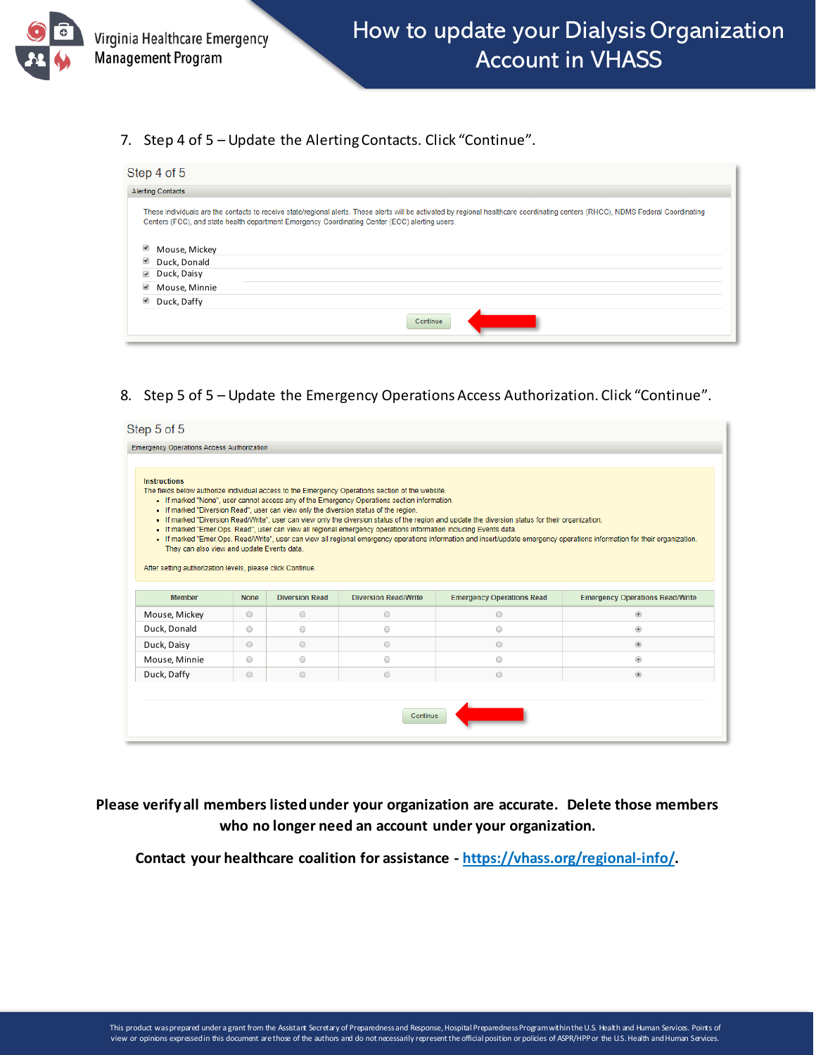7. Step 4 of 5 – Update the Alerting Contacts. Click "Continue".

Step 4 of 5

Alerting Contacts

These individuals are the contacts to receive state/regional alerts. These alerts will be activated by regional healthcare coordinating centers (RHCC), NDMS Federal Coordinating Centers (FCC), and state health department Emergency Coordinating Center (ECC) alerting users.

- [x] Mouse, Mickey
- [x] Duck, Donald
- [x] Duck, Daisy
- [x] Mouse, Minnie
- [x] Duck, Daffy

Continue

8. Step 5 of 5 – Update the Emergency Operations Access Authorization. Click "Continue".

Step 5 of 5

Emergency Operations Access Authorization

**Instructions**

The fields below authorize individual access to the Emergency Operations section of the website.

- If marked "None", user cannot access any of the Emergency Operations section information.
- If marked "Diversion Read", user can view only the diversion status of the region.
- If marked "Diversion Read/Write", user can view only the diversion status of the region and update the diversion status for their organization.
- If marked "Emer Ops. Read", user can view all regional emergency operations information including Events data.
- If marked "Emer Ops. Read/Write", user can view all regional emergency operations information and insert/update emergency operations information for their organization. They can also view and update Events data.

After setting authorization levels, please click Continue.

| Member | None | Diversion Read | Diversion Read/Write | Emergency Operations Read | Emergency Operations Read/Write |
|---|---|---|---|---|---|
| Mouse, Mickey | ○ | ○ | ○ | ○ | ● |
| Duck, Donald | ○ | ○ | ○ | ○ | ● |
| Duck, Daisy | ○ | ○ | ○ | ○ | ● |
| Mouse, Minnie | ○ | ○ | ○ | ○ | ● |
| Duck, Daffy | ○ | ○ | ○ | ○ | ● |

Continue

**Please verify all members listed under your organization are accurate. Delete those members who no longer need an account under your organization.**

**Contact your healthcare coalition for assistance - [https://vhass.org/regional-info/](https://vhass.org/regional-info/).**